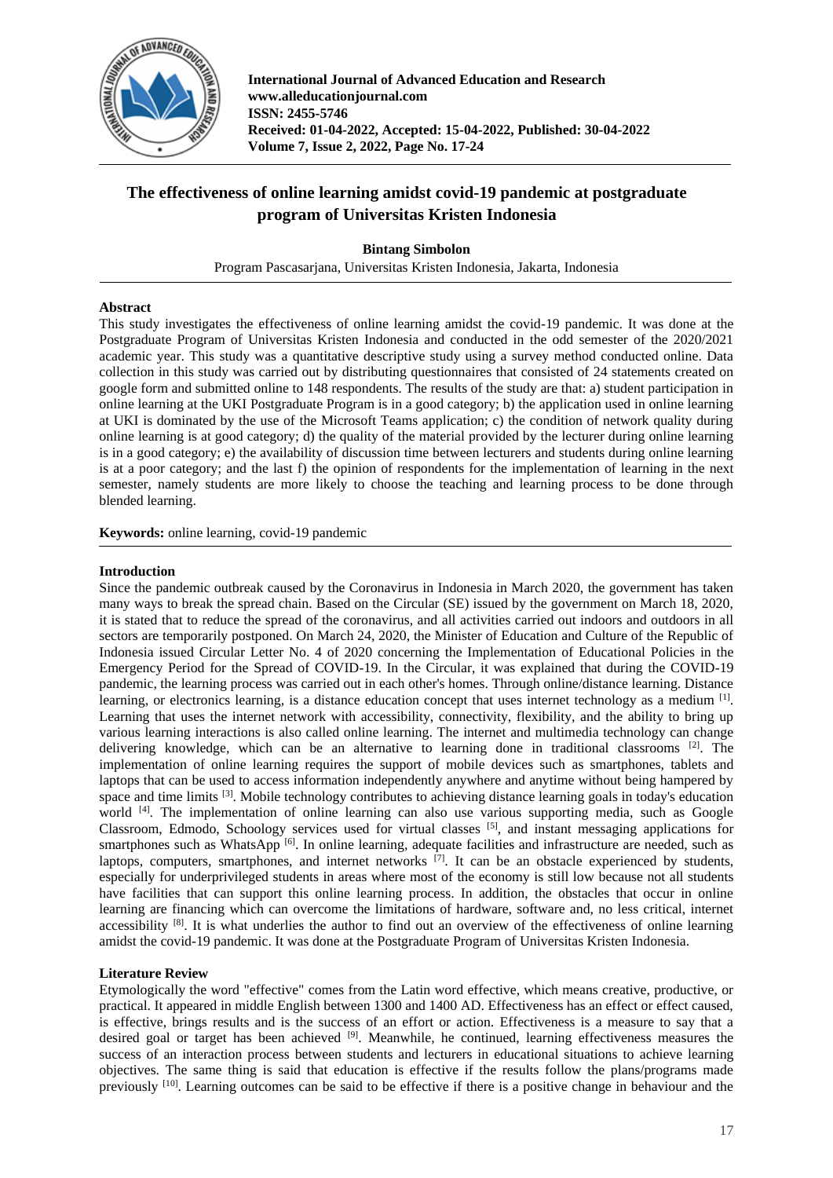**International Journal of Advanced Education and Research**
**www.alleducationjournal.com**
**ISSN: 2455-5746**
**Received: 01-04-2022, Accepted: 15-04-2022, Published: 30-04-2022**
**Volume 7, Issue 2, 2022, Page No. 17-24**

# The effectiveness of online learning amidst covid-19 pandemic at postgraduate program of Universitas Kristen Indonesia

**Bintang Simbolon**

Program Pascasarjana, Universitas Kristen Indonesia, Jakarta, Indonesia

---

## Abstract

This study investigates the effectiveness of online learning amidst the covid-19 pandemic. It was done at the Postgraduate Program of Universitas Kristen Indonesia and conducted in the odd semester of the 2020/2021 academic year. This study was a quantitative descriptive study using a survey method conducted online. Data collection in this study was carried out by distributing questionnaires that consisted of 24 statements created on google form and submitted online to 148 respondents. The results of the study are that: a) student participation in online learning at the UKI Postgraduate Program is in a good category; b) the application used in online learning at UKI is dominated by the use of the Microsoft Teams application; c) the condition of network quality during online learning is at good category; d) the quality of the material provided by the lecturer during online learning is in a good category; e) the availability of discussion time between lecturers and students during online learning is at a poor category; and the last f) the opinion of respondents for the implementation of learning in the next semester, namely students are more likely to choose the teaching and learning process to be done through blended learning.

**Keywords:** online learning, covid-19 pandemic

---

## Introduction

Since the pandemic outbreak caused by the Coronavirus in Indonesia in March 2020, the government has taken many ways to break the spread chain. Based on the Circular (SE) issued by the government on March 18, 2020, it is stated that to reduce the spread of the coronavirus, and all activities carried out indoors and outdoors in all sectors are temporarily postponed. On March 24, 2020, the Minister of Education and Culture of the Republic of Indonesia issued Circular Letter No. 4 of 2020 concerning the Implementation of Educational Policies in the Emergency Period for the Spread of COVID-19. In the Circular, it was explained that during the COVID-19 pandemic, the learning process was carried out in each other's homes. Through online/distance learning. Distance learning, or electronics learning, is a distance education concept that uses internet technology as a medium [1]. Learning that uses the internet network with accessibility, connectivity, flexibility, and the ability to bring up various learning interactions is also called online learning. The internet and multimedia technology can change delivering knowledge, which can be an alternative to learning done in traditional classrooms [2]. The implementation of online learning requires the support of mobile devices such as smartphones, tablets and laptops that can be used to access information independently anywhere and anytime without being hampered by space and time limits [3]. Mobile technology contributes to achieving distance learning goals in today's education world [4]. The implementation of online learning can also use various supporting media, such as Google Classroom, Edmodo, Schoology services used for virtual classes [5], and instant messaging applications for smartphones such as WhatsApp [6]. In online learning, adequate facilities and infrastructure are needed, such as laptops, computers, smartphones, and internet networks [7]. It can be an obstacle experienced by students, especially for underprivileged students in areas where most of the economy is still low because not all students have facilities that can support this online learning process. In addition, the obstacles that occur in online learning are financing which can overcome the limitations of hardware, software and, no less critical, internet accessibility [8]. It is what underlies the author to find out an overview of the effectiveness of online learning amidst the covid-19 pandemic. It was done at the Postgraduate Program of Universitas Kristen Indonesia.

## Literature Review

Etymologically the word "effective" comes from the Latin word effective, which means creative, productive, or practical. It appeared in middle English between 1300 and 1400 AD. Effectiveness has an effect or effect caused, is effective, brings results and is the success of an effort or action. Effectiveness is a measure to say that a desired goal or target has been achieved [9]. Meanwhile, he continued, learning effectiveness measures the success of an interaction process between students and lecturers in educational situations to achieve learning objectives. The same thing is said that education is effective if the results follow the plans/programs made previously [10]. Learning outcomes can be said to be effective if there is a positive change in behaviour and the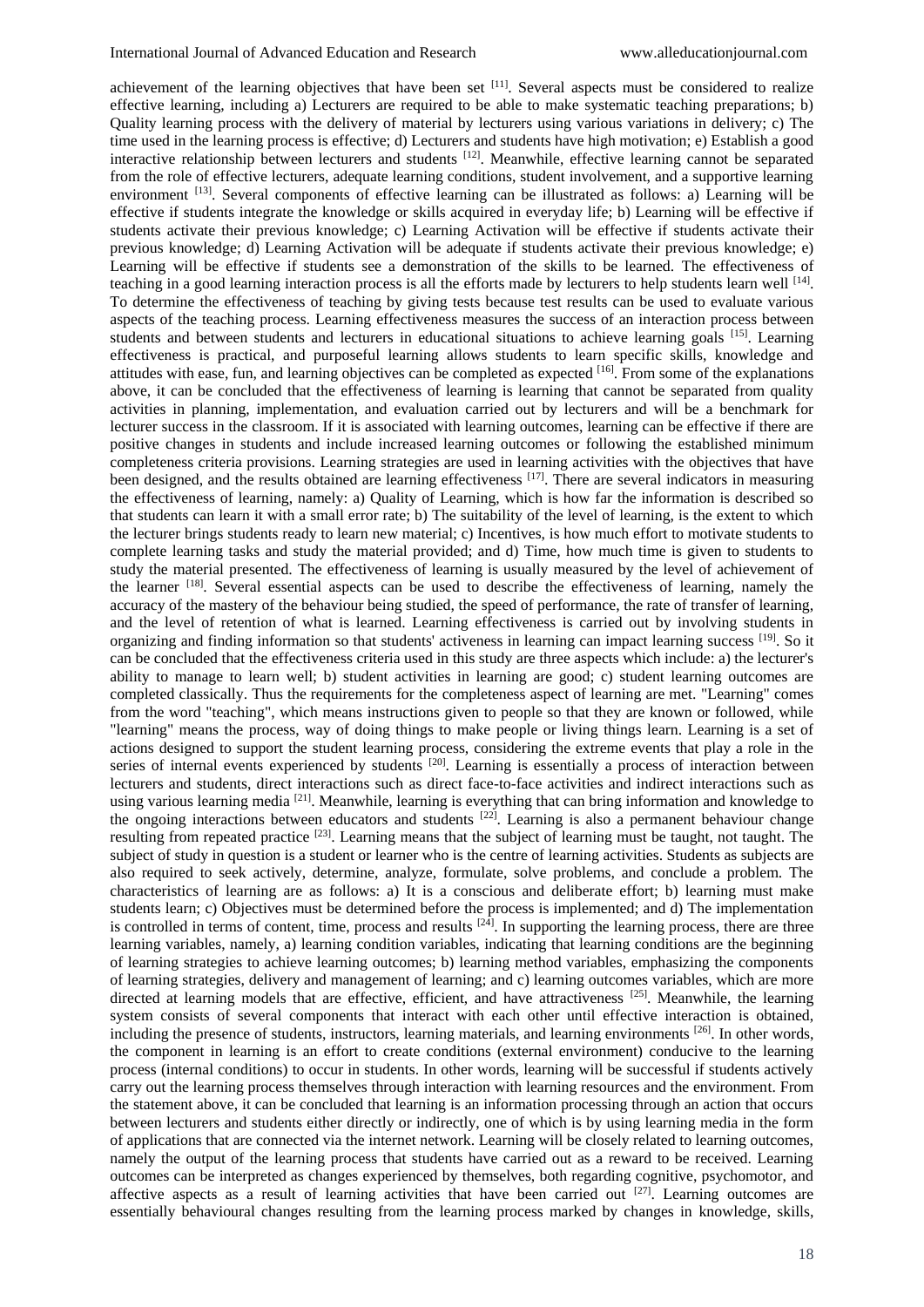achievement of the learning objectives that have been set [11]. Several aspects must be considered to realize effective learning, including a) Lecturers are required to be able to make systematic teaching preparations; b) Quality learning process with the delivery of material by lecturers using various variations in delivery; c) The time used in the learning process is effective; d) Lecturers and students have high motivation; e) Establish a good interactive relationship between lecturers and students [12]. Meanwhile, effective learning cannot be separated from the role of effective lecturers, adequate learning conditions, student involvement, and a supportive learning environment [13]. Several components of effective learning can be illustrated as follows: a) Learning will be effective if students integrate the knowledge or skills acquired in everyday life; b) Learning will be effective if students activate their previous knowledge; c) Learning Activation will be effective if students activate their previous knowledge; d) Learning Activation will be adequate if students activate their previous knowledge; e) Learning will be effective if students see a demonstration of the skills to be learned. The effectiveness of teaching in a good learning interaction process is all the efforts made by lecturers to help students learn well [14]. To determine the effectiveness of teaching by giving tests because test results can be used to evaluate various aspects of the teaching process. Learning effectiveness measures the success of an interaction process between students and between students and lecturers in educational situations to achieve learning goals [15]. Learning effectiveness is practical, and purposeful learning allows students to learn specific skills, knowledge and attitudes with ease, fun, and learning objectives can be completed as expected [16]. From some of the explanations above, it can be concluded that the effectiveness of learning is learning that cannot be separated from quality activities in planning, implementation, and evaluation carried out by lecturers and will be a benchmark for lecturer success in the classroom. If it is associated with learning outcomes, learning can be effective if there are positive changes in students and include increased learning outcomes or following the established minimum completeness criteria provisions. Learning strategies are used in learning activities with the objectives that have been designed, and the results obtained are learning effectiveness [17]. There are several indicators in measuring the effectiveness of learning, namely: a) Quality of Learning, which is how far the information is described so that students can learn it with a small error rate; b) The suitability of the level of learning, is the extent to which the lecturer brings students ready to learn new material; c) Incentives, is how much effort to motivate students to complete learning tasks and study the material provided; and d) Time, how much time is given to students to study the material presented. The effectiveness of learning is usually measured by the level of achievement of the learner [18]. Several essential aspects can be used to describe the effectiveness of learning, namely the accuracy of the mastery of the behaviour being studied, the speed of performance, the rate of transfer of learning, and the level of retention of what is learned. Learning effectiveness is carried out by involving students in organizing and finding information so that students' activeness in learning can impact learning success [19]. So it can be concluded that the effectiveness criteria used in this study are three aspects which include: a) the lecturer's ability to manage to learn well; b) student activities in learning are good; c) student learning outcomes are completed classically. Thus the requirements for the completeness aspect of learning are met. "Learning" comes from the word "teaching", which means instructions given to people so that they are known or followed, while "learning" means the process, way of doing things to make people or living things learn. Learning is a set of actions designed to support the student learning process, considering the extreme events that play a role in the series of internal events experienced by students [20]. Learning is essentially a process of interaction between lecturers and students, direct interactions such as direct face-to-face activities and indirect interactions such as using various learning media [21]. Meanwhile, learning is everything that can bring information and knowledge to the ongoing interactions between educators and students [22]. Learning is also a permanent behaviour change resulting from repeated practice [23]. Learning means that the subject of learning must be taught, not taught. The subject of study in question is a student or learner who is the centre of learning activities. Students as subjects are also required to seek actively, determine, analyze, formulate, solve problems, and conclude a problem. The characteristics of learning are as follows: a) It is a conscious and deliberate effort; b) learning must make students learn; c) Objectives must be determined before the process is implemented; and d) The implementation is controlled in terms of content, time, process and results [24]. In supporting the learning process, there are three learning variables, namely, a) learning condition variables, indicating that learning conditions are the beginning of learning strategies to achieve learning outcomes; b) learning method variables, emphasizing the components of learning strategies, delivery and management of learning; and c) learning outcomes variables, which are more directed at learning models that are effective, efficient, and have attractiveness [25]. Meanwhile, the learning system consists of several components that interact with each other until effective interaction is obtained, including the presence of students, instructors, learning materials, and learning environments [26]. In other words, the component in learning is an effort to create conditions (external environment) conducive to the learning process (internal conditions) to occur in students. In other words, learning will be successful if students actively carry out the learning process themselves through interaction with learning resources and the environment. From the statement above, it can be concluded that learning is an information processing through an action that occurs between lecturers and students either directly or indirectly, one of which is by using learning media in the form of applications that are connected via the internet network. Learning will be closely related to learning outcomes, namely the output of the learning process that students have carried out as a reward to be received. Learning outcomes can be interpreted as changes experienced by themselves, both regarding cognitive, psychomotor, and affective aspects as a result of learning activities that have been carried out [27]. Learning outcomes are essentially behavioural changes resulting from the learning process marked by changes in knowledge, skills,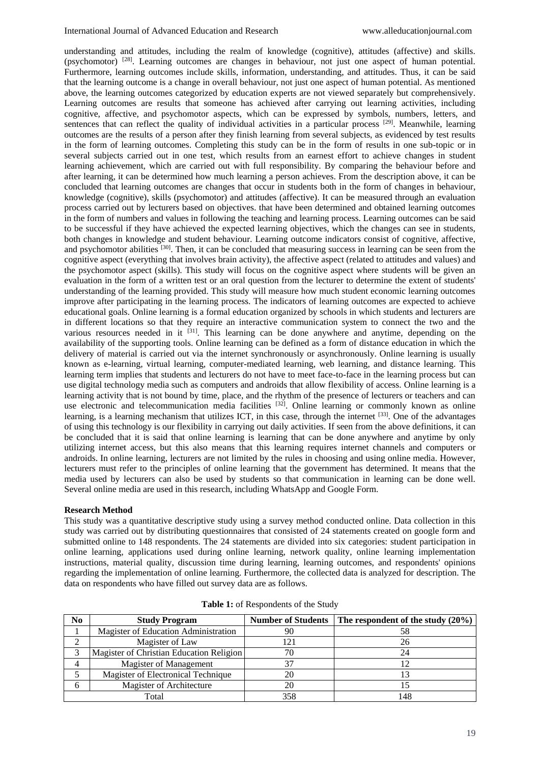understanding and attitudes, including the realm of knowledge (cognitive), attitudes (affective) and skills. (psychomotor) [28]. Learning outcomes are changes in behaviour, not just one aspect of human potential. Furthermore, learning outcomes include skills, information, understanding, and attitudes. Thus, it can be said that the learning outcome is a change in overall behaviour, not just one aspect of human potential. As mentioned above, the learning outcomes categorized by education experts are not viewed separately but comprehensively. Learning outcomes are results that someone has achieved after carrying out learning activities, including cognitive, affective, and psychomotor aspects, which can be expressed by symbols, numbers, letters, and sentences that can reflect the quality of individual activities in a particular process [29]. Meanwhile, learning outcomes are the results of a person after they finish learning from several subjects, as evidenced by test results in the form of learning outcomes. Completing this study can be in the form of results in one sub-topic or in several subjects carried out in one test, which results from an earnest effort to achieve changes in student learning achievement, which are carried out with full responsibility. By comparing the behaviour before and after learning, it can be determined how much learning a person achieves. From the description above, it can be concluded that learning outcomes are changes that occur in students both in the form of changes in behaviour, knowledge (cognitive), skills (psychomotor) and attitudes (affective). It can be measured through an evaluation process carried out by lecturers based on objectives. that have been determined and obtained learning outcomes in the form of numbers and values in following the teaching and learning process. Learning outcomes can be said to be successful if they have achieved the expected learning objectives, which the changes can see in students, both changes in knowledge and student behaviour. Learning outcome indicators consist of cognitive, affective, and psychomotor abilities [30]. Then, it can be concluded that measuring success in learning can be seen from the cognitive aspect (everything that involves brain activity), the affective aspect (related to attitudes and values) and the psychomotor aspect (skills). This study will focus on the cognitive aspect where students will be given an evaluation in the form of a written test or an oral question from the lecturer to determine the extent of students' understanding of the learning provided. This study will measure how much student economic learning outcomes improve after participating in the learning process. The indicators of learning outcomes are expected to achieve educational goals. Online learning is a formal education organized by schools in which students and lecturers are in different locations so that they require an interactive communication system to connect the two and the various resources needed in it [31]. This learning can be done anywhere and anytime, depending on the availability of the supporting tools. Online learning can be defined as a form of distance education in which the delivery of material is carried out via the internet synchronously or asynchronously. Online learning is usually known as e-learning, virtual learning, computer-mediated learning, web learning, and distance learning. This learning term implies that students and lecturers do not have to meet face-to-face in the learning process but can use digital technology media such as computers and androids that allow flexibility of access. Online learning is a learning activity that is not bound by time, place, and the rhythm of the presence of lecturers or teachers and can use electronic and telecommunication media facilities [32]. Online learning or commonly known as online learning, is a learning mechanism that utilizes ICT, in this case, through the internet [33]. One of the advantages of using this technology is our flexibility in carrying out daily activities. If seen from the above definitions, it can be concluded that it is said that online learning is learning that can be done anywhere and anytime by only utilizing internet access, but this also means that this learning requires internet channels and computers or androids. In online learning, lecturers are not limited by the rules in choosing and using online media. However, lecturers must refer to the principles of online learning that the government has determined. It means that the media used by lecturers can also be used by students so that communication in learning can be done well. Several online media are used in this research, including WhatsApp and Google Form.

## Research Method

This study was a quantitative descriptive study using a survey method conducted online. Data collection in this study was carried out by distributing questionnaires that consisted of 24 statements created on google form and submitted online to 148 respondents. The 24 statements are divided into six categories: student participation in online learning, applications used during online learning, network quality, online learning implementation instructions, material quality, discussion time during learning, learning outcomes, and respondents' opinions regarding the implementation of online learning. Furthermore, the collected data is analyzed for description. The data on respondents who have filled out survey data are as follows.

**Table 1:** of Respondents of the Study

| No | Study Program | Number of Students | The respondent of the study (20%) |
|---|---|---|---|
| 1 | Magister of Education Administration | 90 | 58 |
| 2 | Magister of Law | 121 | 26 |
| 3 | Magister of Christian Education Religion | 70 | 24 |
| 4 | Magister of Management | 37 | 12 |
| 5 | Magister of Electronical Technique | 20 | 13 |
| 6 | Magister of Architecture | 20 | 15 |
| Total | | 358 | 148 |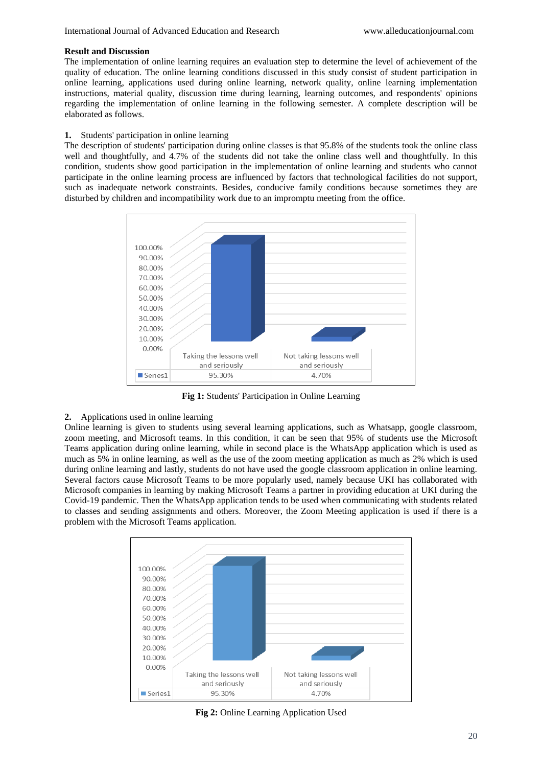## Result and Discussion

The implementation of online learning requires an evaluation step to determine the level of achievement of the quality of education. The online learning conditions discussed in this study consist of student participation in online learning, applications used during online learning, network quality, online learning implementation instructions, material quality, discussion time during learning, learning outcomes, and respondents' opinions regarding the implementation of online learning in the following semester. A complete description will be elaborated as follows.

**1.** Students' participation in online learning

The description of students' participation during online classes is that 95.8% of the students took the online class well and thoughtfully, and 4.7% of the students did not take the online class well and thoughtfully. In this condition, students show good participation in the implementation of online learning and students who cannot participate in the online learning process are influenced by factors that technological facilities do not support, such as inadequate network constraints. Besides, conducive family conditions because sometimes they are disturbed by children and incompatibility work due to an impromptu meeting from the office.

| | Taking the lessons well and seriously | Not taking lessons well and seriously |
|---|---|---|
| Series1 | 95.30% | 4.70% |

**Fig 1:** Students' Participation in Online Learning

**2.** Applications used in online learning

Online learning is given to students using several learning applications, such as Whatsapp, google classroom, zoom meeting, and Microsoft teams. In this condition, it can be seen that 95% of students use the Microsoft Teams application during online learning, while in second place is the WhatsApp application which is used as much as 5% in online learning, as well as the use of the zoom meeting application as much as 2% which is used during online learning and lastly, students do not have used the google classroom application in online learning. Several factors cause Microsoft Teams to be more popularly used, namely because UKI has collaborated with Microsoft companies in learning by making Microsoft Teams a partner in providing education at UKI during the Covid-19 pandemic. Then the WhatsApp application tends to be used when communicating with students related to classes and sending assignments and others. Moreover, the Zoom Meeting application is used if there is a problem with the Microsoft Teams application.

| | Taking the lessons well and seriously | Not taking lessons well and seriously |
|---|---|---|
| Series1 | 95.30% | 4.70% |

**Fig 2:** Online Learning Application Used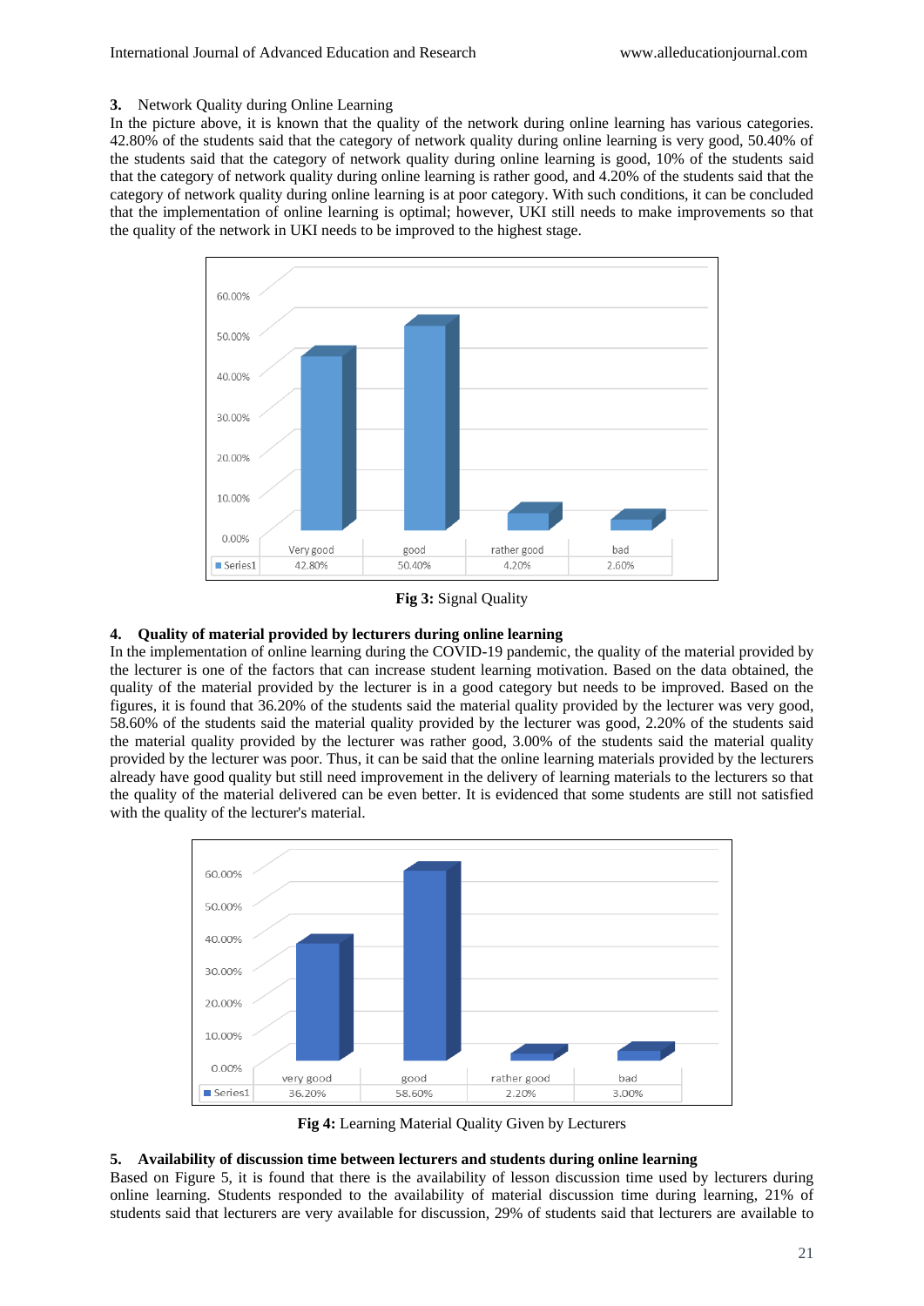### 3. Network Quality during Online Learning

In the picture above, it is known that the quality of the network during online learning has various categories. 42.80% of the students said that the category of network quality during online learning is very good, 50.40% of the students said that the category of network quality during online learning is good, 10% of the students said that the category of network quality during online learning is rather good, and 4.20% of the students said that the category of network quality during online learning is at poor category. With such conditions, it can be concluded that the implementation of online learning is optimal; however, UKI still needs to make improvements so that the quality of the network in UKI needs to be improved to the highest stage.

| | Very good | good | rather good | bad |
|---|---|---|---|---|
| Series1 | 42.80% | 50.40% | 4.20% | 2.60% |

**Fig 3:** Signal Quality

### 4. Quality of material provided by lecturers during online learning

In the implementation of online learning during the COVID-19 pandemic, the quality of the material provided by the lecturer is one of the factors that can increase student learning motivation. Based on the data obtained, the quality of the material provided by the lecturer is in a good category but needs to be improved. Based on the figures, it is found that 36.20% of the students said the material quality provided by the lecturer was very good, 58.60% of the students said the material quality provided by the lecturer was good, 2.20% of the students said the material quality provided by the lecturer was rather good, 3.00% of the students said the material quality provided by the lecturer was poor. Thus, it can be said that the online learning materials provided by the lecturers already have good quality but still need improvement in the delivery of learning materials to the lecturers so that the quality of the material delivered can be even better. It is evidenced that some students are still not satisfied with the quality of the lecturer's material.

| | very good | good | rather good | bad |
|---|---|---|---|---|
| Series1 | 36.20% | 58.60% | 2.20% | 3.00% |

**Fig 4:** Learning Material Quality Given by Lecturers

### 5. Availability of discussion time between lecturers and students during online learning

Based on Figure 5, it is found that there is the availability of lesson discussion time used by lecturers during online learning. Students responded to the availability of material discussion time during learning, 21% of students said that lecturers are very available for discussion, 29% of students said that lecturers are available to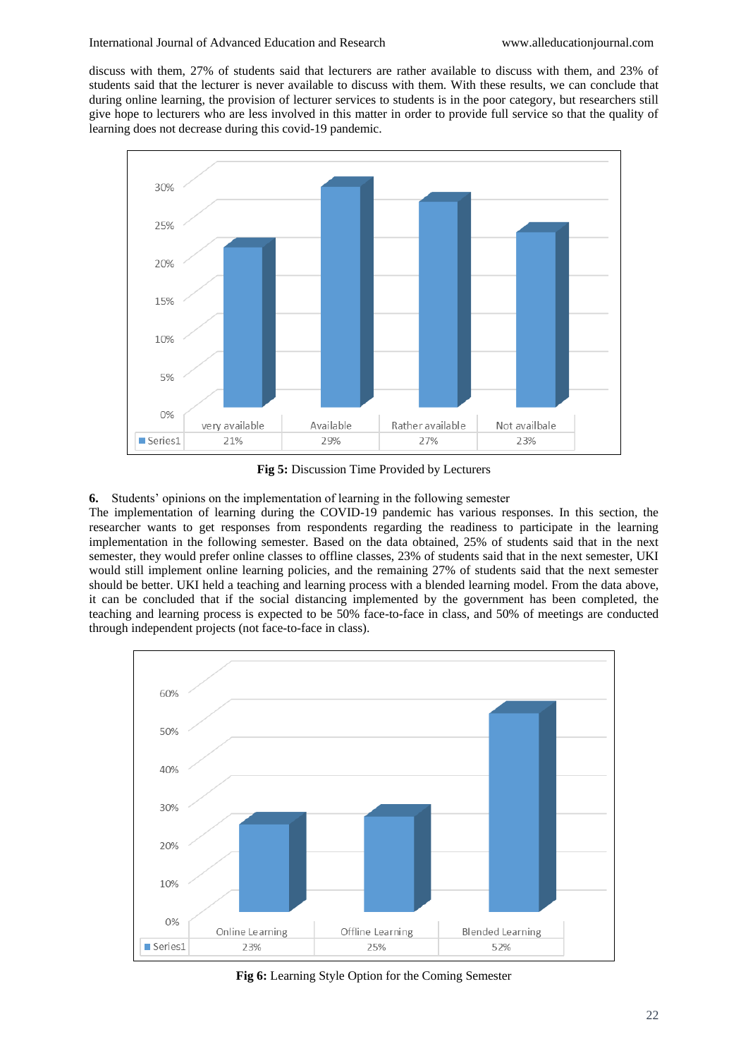discuss with them, 27% of students said that lecturers are rather available to discuss with them, and 23% of students said that the lecturer is never available to discuss with them. With these results, we can conclude that during online learning, the provision of lecturer services to students is in the poor category, but researchers still give hope to lecturers who are less involved in this matter in order to provide full service so that the quality of learning does not decrease during this covid-19 pandemic.

| | very available | Available | Rather available | Not availbale |
|---|---|---|---|---|
| Series1 | 21% | 29% | 27% | 23% |

**Fig 5:** Discussion Time Provided by Lecturers

**6.** Students' opinions on the implementation of learning in the following semester

The implementation of learning during the COVID-19 pandemic has various responses. In this section, the researcher wants to get responses from respondents regarding the readiness to participate in the learning implementation in the following semester. Based on the data obtained, 25% of students said that in the next semester, they would prefer online classes to offline classes, 23% of students said that in the next semester, UKI would still implement online learning policies, and the remaining 27% of students said that the next semester should be better. UKI held a teaching and learning process with a blended learning model. From the data above, it can be concluded that if the social distancing implemented by the government has been completed, the teaching and learning process is expected to be 50% face-to-face in class, and 50% of meetings are conducted through independent projects (not face-to-face in class).

| | Online Learning | Offline Learning | Blended Learning |
|---|---|---|---|
| Series1 | 23% | 25% | 52% |

**Fig 6:** Learning Style Option for the Coming Semester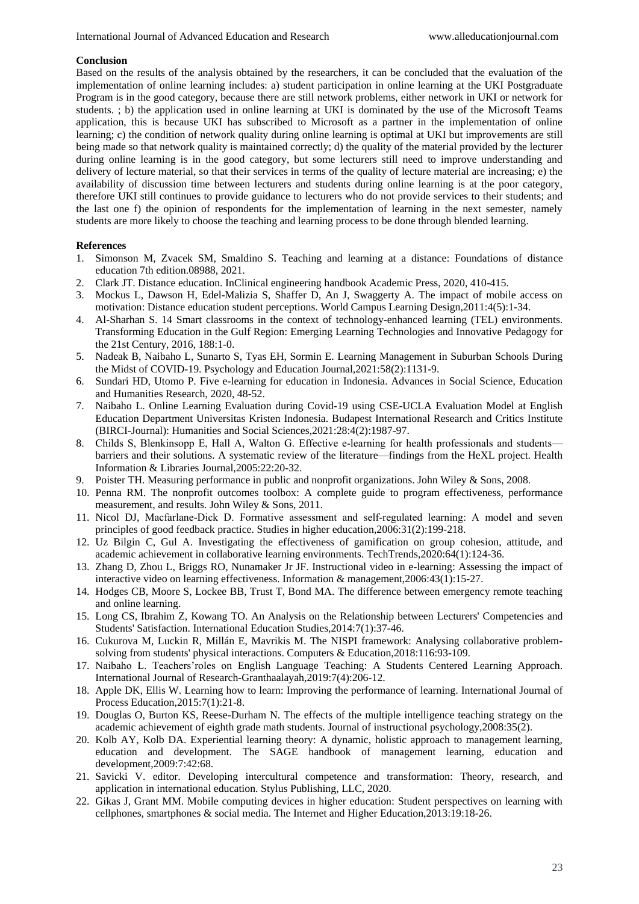## Conclusion

Based on the results of the analysis obtained by the researchers, it can be concluded that the evaluation of the implementation of online learning includes: a) student participation in online learning at the UKI Postgraduate Program is in the good category, because there are still network problems, either network in UKI or network for students. ; b) the application used in online learning at UKI is dominated by the use of the Microsoft Teams application, this is because UKI has subscribed to Microsoft as a partner in the implementation of online learning; c) the condition of network quality during online learning is optimal at UKI but improvements are still being made so that network quality is maintained correctly; d) the quality of the material provided by the lecturer during online learning is in the good category, but some lecturers still need to improve understanding and delivery of lecture material, so that their services in terms of the quality of lecture material are increasing; e) the availability of discussion time between lecturers and students during online learning is at the poor category, therefore UKI still continues to provide guidance to lecturers who do not provide services to their students; and the last one f) the opinion of respondents for the implementation of learning in the next semester, namely students are more likely to choose the teaching and learning process to be done through blended learning.

## References

1. Simonson M, Zvacek SM, Smaldino S. Teaching and learning at a distance: Foundations of distance education 7th edition.08988, 2021.
2. Clark JT. Distance education. InClinical engineering handbook Academic Press, 2020, 410-415.
3. Mockus L, Dawson H, Edel-Malizia S, Shaffer D, An J, Swaggerty A. The impact of mobile access on motivation: Distance education student perceptions. World Campus Learning Design,2011:4(5):1-34.
4. Al-Sharhan S. 14 Smart classrooms in the context of technology-enhanced learning (TEL) environments. Transforming Education in the Gulf Region: Emerging Learning Technologies and Innovative Pedagogy for the 21st Century, 2016, 188:1-0.
5. Nadeak B, Naibaho L, Sunarto S, Tyas EH, Sormin E. Learning Management in Suburban Schools During the Midst of COVID-19. Psychology and Education Journal,2021:58(2):1131-9.
6. Sundari HD, Utomo P. Five e-learning for education in Indonesia. Advances in Social Science, Education and Humanities Research, 2020, 48-52.
7. Naibaho L. Online Learning Evaluation during Covid-19 using CSE-UCLA Evaluation Model at English Education Department Universitas Kristen Indonesia. Budapest International Research and Critics Institute (BIRCI-Journal): Humanities and Social Sciences,2021:28:4(2):1987-97.
8. Childs S, Blenkinsopp E, Hall A, Walton G. Effective e-learning for health professionals and students—barriers and their solutions. A systematic review of the literature—findings from the HeXL project. Health Information & Libraries Journal,2005:22:20-32.
9. Poister TH. Measuring performance in public and nonprofit organizations. John Wiley & Sons, 2008.
10. Penna RM. The nonprofit outcomes toolbox: A complete guide to program effectiveness, performance measurement, and results. John Wiley & Sons, 2011.
11. Nicol DJ, Macfarlane-Dick D. Formative assessment and self-regulated learning: A model and seven principles of good feedback practice. Studies in higher education,2006:31(2):199-218.
12. Uz Bilgin C, Gul A. Investigating the effectiveness of gamification on group cohesion, attitude, and academic achievement in collaborative learning environments. TechTrends,2020:64(1):124-36.
13. Zhang D, Zhou L, Briggs RO, Nunamaker Jr JF. Instructional video in e-learning: Assessing the impact of interactive video on learning effectiveness. Information & management,2006:43(1):15-27.
14. Hodges CB, Moore S, Lockee BB, Trust T, Bond MA. The difference between emergency remote teaching and online learning.
15. Long CS, Ibrahim Z, Kowang TO. An Analysis on the Relationship between Lecturers' Competencies and Students' Satisfaction. International Education Studies,2014:7(1):37-46.
16. Cukurova M, Luckin R, Millán E, Mavrikis M. The NISPI framework: Analysing collaborative problem-solving from students' physical interactions. Computers & Education,2018:116:93-109.
17. Naibaho L. Teachers'roles on English Language Teaching: A Students Centered Learning Approach. International Journal of Research-Granthaalayah,2019:7(4):206-12.
18. Apple DK, Ellis W. Learning how to learn: Improving the performance of learning. International Journal of Process Education,2015:7(1):21-8.
19. Douglas O, Burton KS, Reese-Durham N. The effects of the multiple intelligence teaching strategy on the academic achievement of eighth grade math students. Journal of instructional psychology,2008:35(2).
20. Kolb AY, Kolb DA. Experiential learning theory: A dynamic, holistic approach to management learning, education and development. The SAGE handbook of management learning, education and development,2009:7:42:68.
21. Savicki V. editor. Developing intercultural competence and transformation: Theory, research, and application in international education. Stylus Publishing, LLC, 2020.
22. Gikas J, Grant MM. Mobile computing devices in higher education: Student perspectives on learning with cellphones, smartphones & social media. The Internet and Higher Education,2013:19:18-26.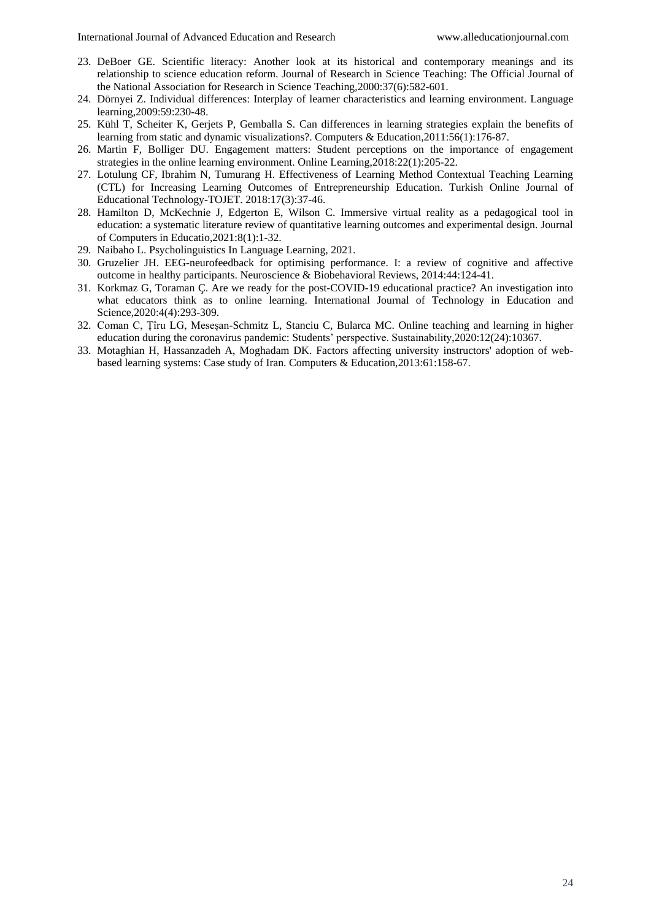23. DeBoer GE. Scientific literacy: Another look at its historical and contemporary meanings and its relationship to science education reform. Journal of Research in Science Teaching: The Official Journal of the National Association for Research in Science Teaching,2000:37(6):582-601.
24. Dörnyei Z. Individual differences: Interplay of learner characteristics and learning environment. Language learning,2009:59:230-48.
25. Kühl T, Scheiter K, Gerjets P, Gemballa S. Can differences in learning strategies explain the benefits of learning from static and dynamic visualizations?. Computers & Education,2011:56(1):176-87.
26. Martin F, Bolliger DU. Engagement matters: Student perceptions on the importance of engagement strategies in the online learning environment. Online Learning,2018:22(1):205-22.
27. Lotulung CF, Ibrahim N, Tumurang H. Effectiveness of Learning Method Contextual Teaching Learning (CTL) for Increasing Learning Outcomes of Entrepreneurship Education. Turkish Online Journal of Educational Technology-TOJET. 2018:17(3):37-46.
28. Hamilton D, McKechnie J, Edgerton E, Wilson C. Immersive virtual reality as a pedagogical tool in education: a systematic literature review of quantitative learning outcomes and experimental design. Journal of Computers in Educatio,2021:8(1):1-32.
29. Naibaho L. Psycholinguistics In Language Learning, 2021.
30. Gruzelier JH. EEG-neurofeedback for optimising performance. I: a review of cognitive and affective outcome in healthy participants. Neuroscience & Biobehavioral Reviews, 2014:44:124-41.
31. Korkmaz G, Toraman Ç. Are we ready for the post-COVID-19 educational practice? An investigation into what educators think as to online learning. International Journal of Technology in Education and Science,2020:4(4):293-309.
32. Coman C, Țîru LG, Meseșan-Schmitz L, Stanciu C, Bularca MC. Online teaching and learning in higher education during the coronavirus pandemic: Students' perspective. Sustainability,2020:12(24):10367.
33. Motaghian H, Hassanzadeh A, Moghadam DK. Factors affecting university instructors' adoption of web-based learning systems: Case study of Iran. Computers & Education,2013:61:158-67.